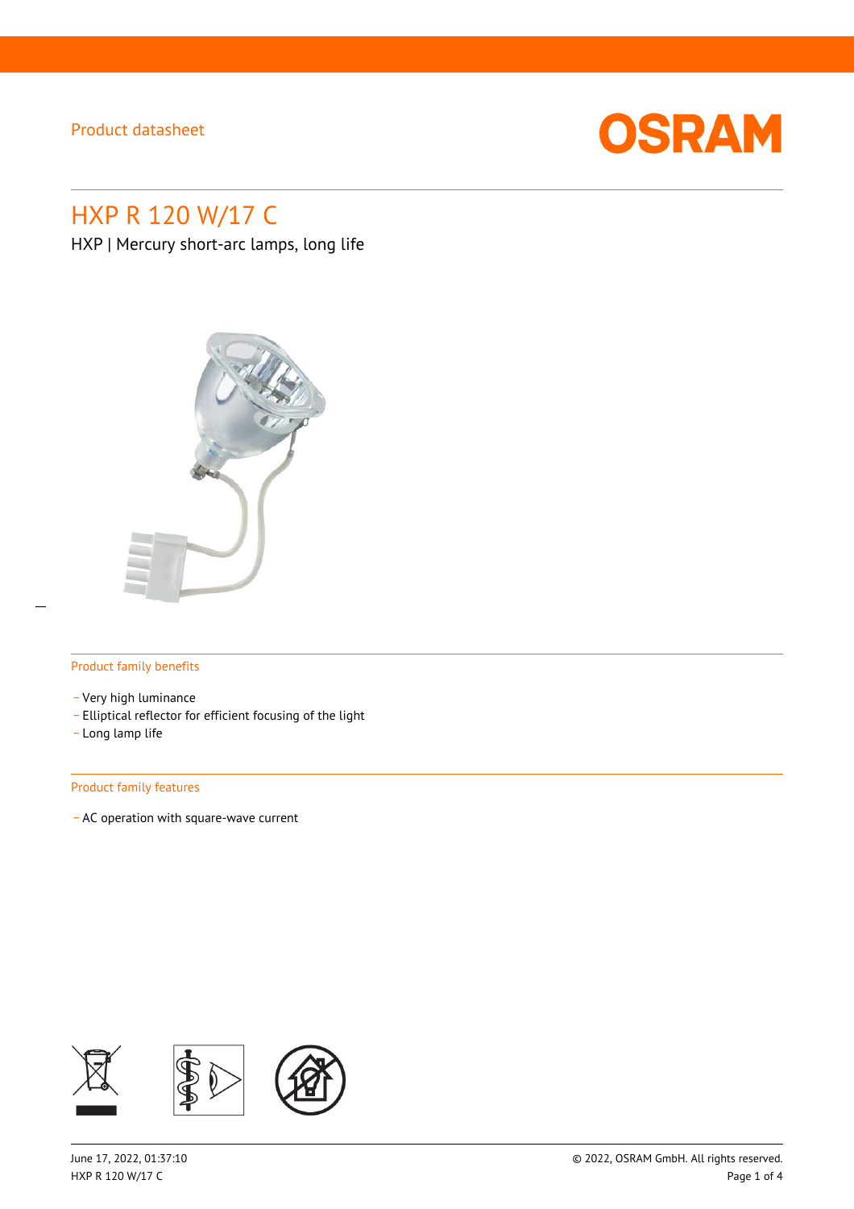Product datasheet

# HXP R 120 W/17 C

HXP | Mercury short-arc lamps, long life

## Product family benefits

- Very high luminance
- Elliptical reflector for efficient focusing of the light
- Long lamp life

## Product family features

- AC operation with square-wave current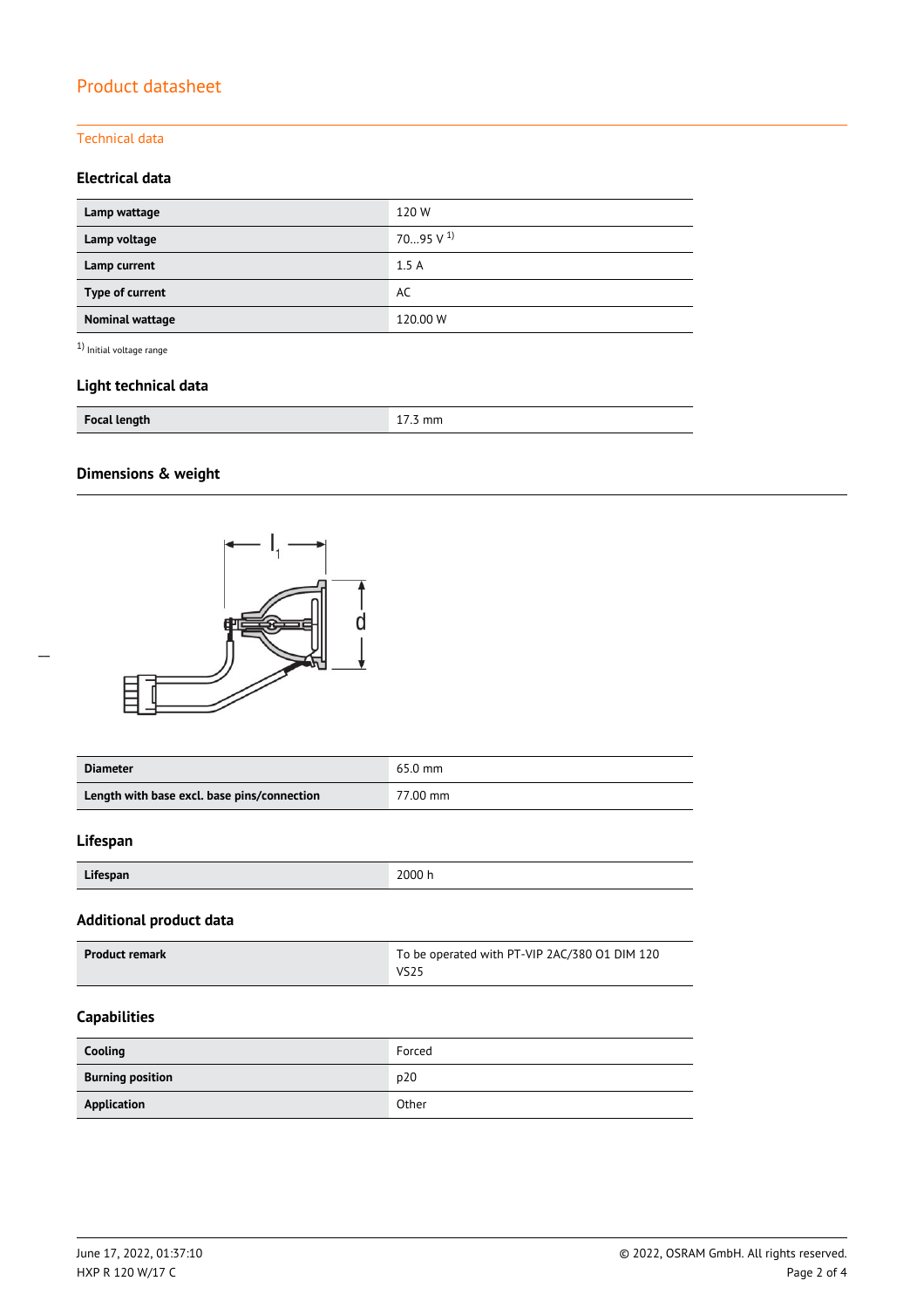## Product datasheet

### Technical data

#### Electrical data

| | |
|---|---|
| **Lamp wattage** | 120 W |
| **Lamp voltage** | 70…95 V [1] |
| **Lamp current** | 1.5 A |
| **Type of current** | AC |
| **Nominal wattage** | 120.00 W |

[1] Initial voltage range

#### Light technical data

| | |
|---|---|
| **Focal length** | 17.3 mm |

#### Dimensions & weight

| | |
|---|---|
| **Diameter** | 65.0 mm |
| **Length with base excl. base pins/connection** | 77.00 mm |

#### Lifespan

| | |
|---|---|
| **Lifespan** | 2000 h |

#### Additional product data

| | |
|---|---|
| **Product remark** | To be operated with PT-VIP 2AC/380 01 DIM 120 VS25 |

#### Capabilities

| | |
|---|---|
| **Cooling** | Forced |
| **Burning position** | p20 |
| **Application** | Other |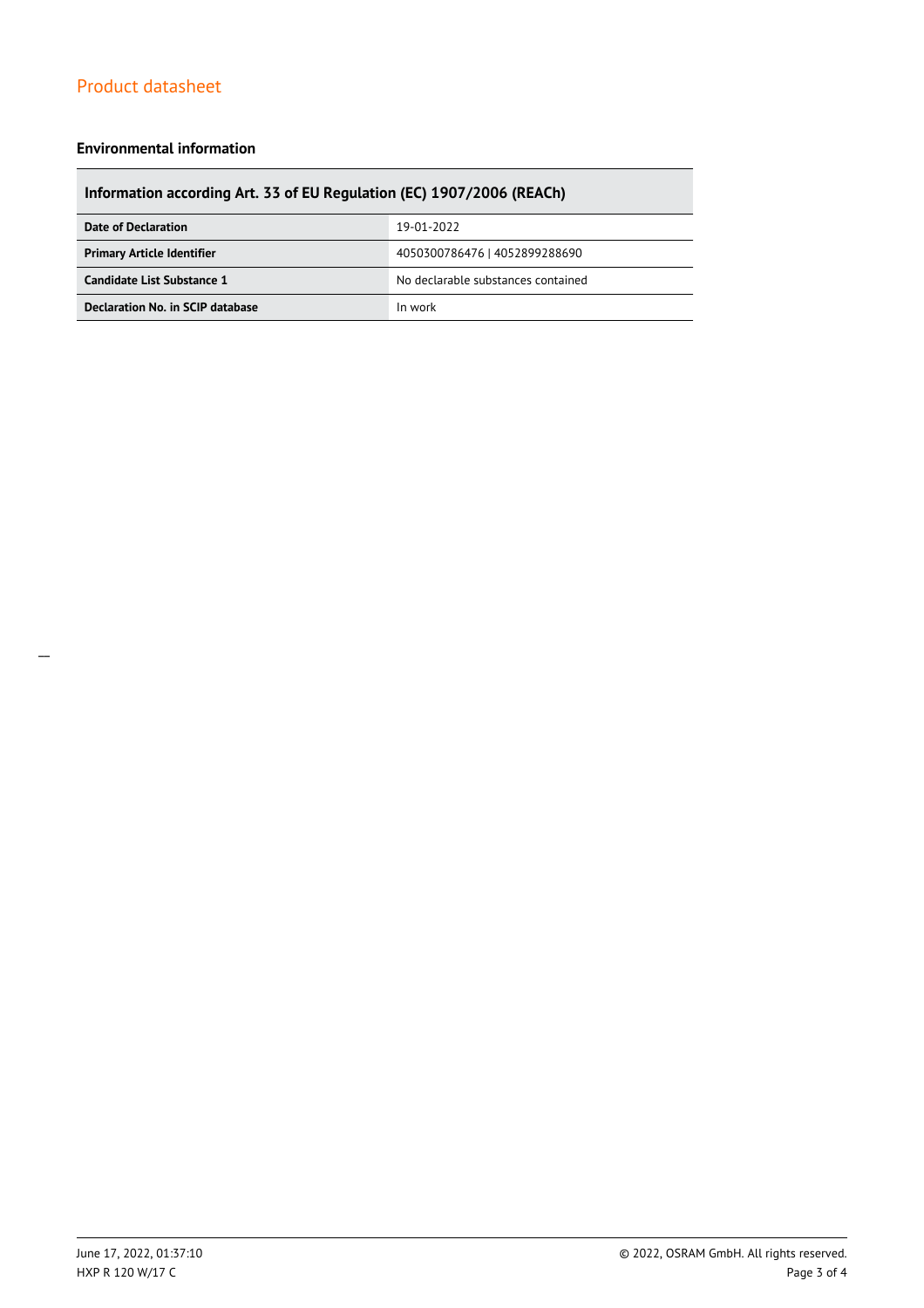## Environmental information

| Information according Art. 33 of EU Regulation (EC) 1907/2006 (REACh) | |
|---|---|
| **Date of Declaration** | 19-01-2022 |
| **Primary Article Identifier** | 4050300786476 \| 4052899288690 |
| **Candidate List Substance 1** | No declarable substances contained |
| **Declaration No. in SCIP database** | In work |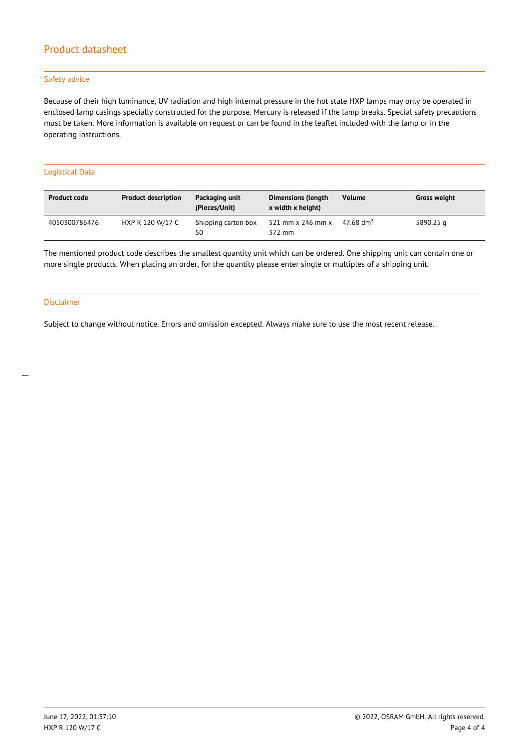## Safety advice

Because of their high luminance, UV radiation and high internal pressure in the hot state HXP lamps may only be operated in enclosed lamp casings specially constructed for the purpose. Mercury is released if the lamp breaks. Special safety precautions must be taken. More information is available on request or can be found in the leaflet included with the lamp or in the operating instructions.

## Logistical Data

| Product code | Product description | Packaging unit (Pieces/Unit) | Dimensions (length x width x height) | Volume | Gross weight |
|---|---|---|---|---|---|
| 4050300786476 | HXP R 120 W/17 C | Shipping carton box 50 | 521 mm x 246 mm x 372 mm | 47.68 $dm^3$ | 5890.25 g |

The mentioned product code describes the smallest quantity unit which can be ordered. One shipping unit can contain one or more single products. When placing an order, for the quantity please enter single or multiples of a shipping unit.

## Disclaimer

Subject to change without notice. Errors and omission excepted. Always make sure to use the most recent release.